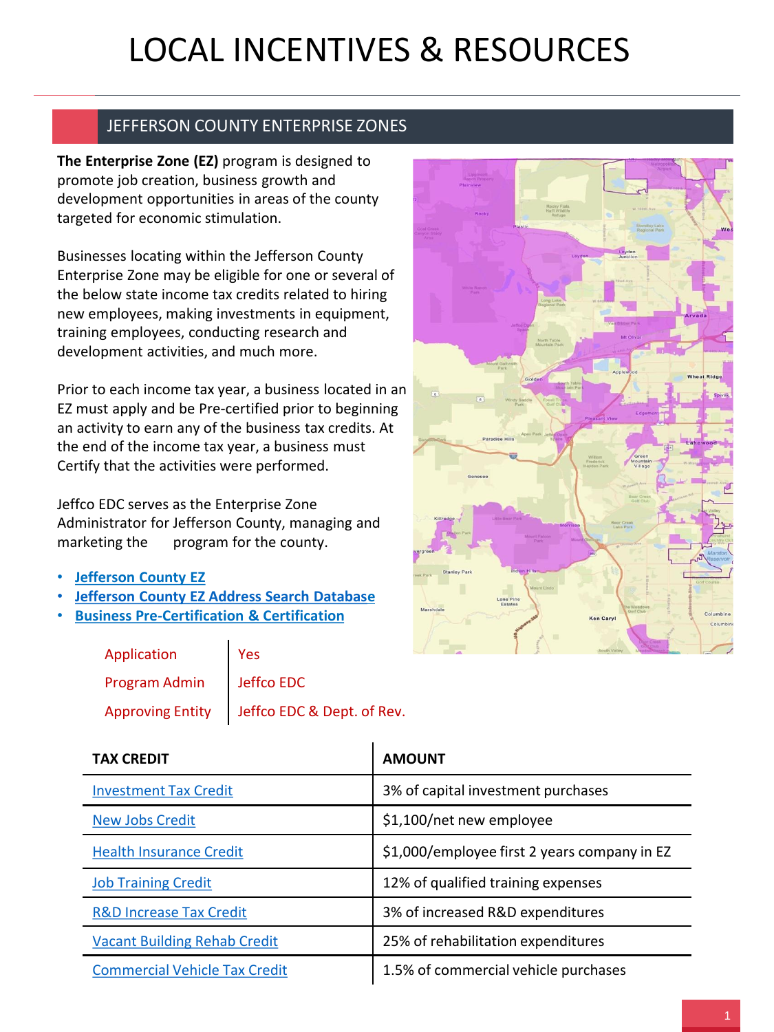# LOCAL INCENTIVES & RESOURCES

## JEFFERSON COUNTY ENTERPRISE ZONES

**The Enterprise Zone (EZ)** program is designed to promote job creation, business growth and development opportunities in areas of the county targeted for economic stimulation.

Businesses locating within the Jefferson County Enterprise Zone may be eligible for one or several of the below state income tax credits related to hiring new employees, making investments in equipment, training employees, conducting research and development activities, and much more.

Prior to each income tax year, a business located in an EZ must apply and be Pre-certified prior to beginning an activity to earn any of the business tax credits. At the end of the income tax year, a business must Certify that the activities were performed.

Jeffco EDC serves as the Enterprise Zone Administrator for Jefferson County, managing and marketing the program for the county.

- **Jefferson County EZ**
- **Jefferson County EZ Address Search Database**
- **Business Pre-Certification & Certification**

| | |
|---|---|
| Application | Yes |
| Program Admin | Jeffco EDC |
| Approving Entity | Jeffco EDC & Dept. of Rev. |

| TAX CREDIT | AMOUNT |
|---|---|
| Investment Tax Credit | 3% of capital investment purchases |
| New Jobs Credit | $1,100/net new employee |
| Health Insurance Credit | $1,000/employee first 2 years company in EZ |
| Job Training Credit | 12% of qualified training expenses |
| R&D Increase Tax Credit | 3% of increased R&D expenditures |
| Vacant Building Rehab Credit | 25% of rehabilitation expenditures |
| Commercial Vehicle Tax Credit | 1.5% of commercial vehicle purchases |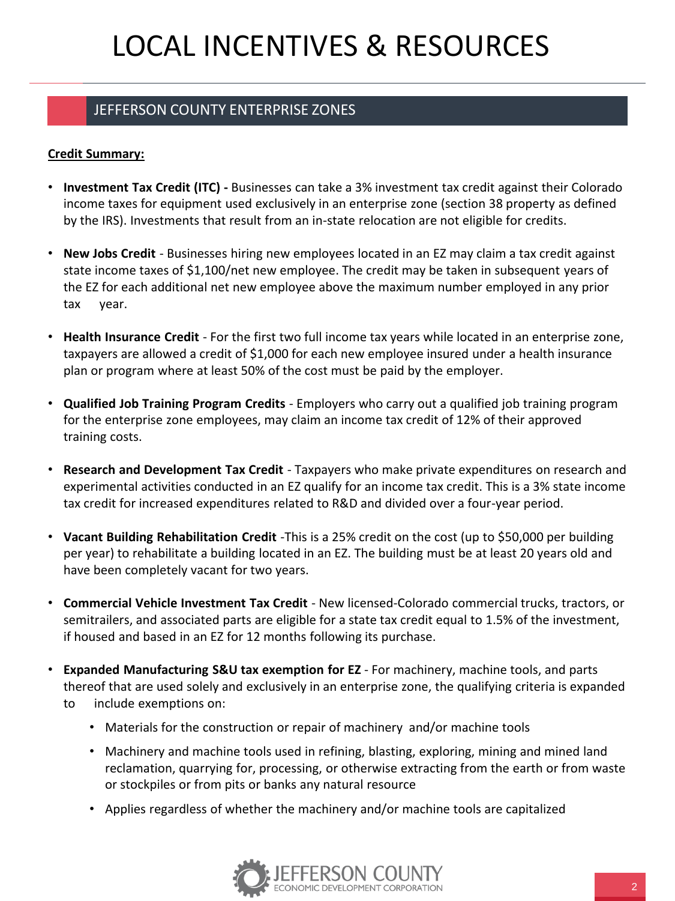# LOCAL INCENTIVES & RESOURCES

## JEFFERSON COUNTY ENTERPRISE ZONES

**Credit Summary:**

- **Investment Tax Credit (ITC) -** Businesses can take a 3% investment tax credit against their Colorado income taxes for equipment used exclusively in an enterprise zone (section 38 property as defined by the IRS). Investments that result from an in-state relocation are not eligible for credits.

- **New Jobs Credit** - Businesses hiring new employees located in an EZ may claim a tax credit against state income taxes of $1,100/net new employee. The credit may be taken in subsequent years of the EZ for each additional net new employee above the maximum number employed in any prior tax year.

- **Health Insurance Credit** - For the first two full income tax years while located in an enterprise zone, taxpayers are allowed a credit of $1,000 for each new employee insured under a health insurance plan or program where at least 50% of the cost must be paid by the employer.

- **Qualified Job Training Program Credits** - Employers who carry out a qualified job training program for the enterprise zone employees, may claim an income tax credit of 12% of their approved training costs.

- **Research and Development Tax Credit** - Taxpayers who make private expenditures on research and experimental activities conducted in an EZ qualify for an income tax credit. This is a 3% state income tax credit for increased expenditures related to R&D and divided over a four-year period.

- **Vacant Building Rehabilitation Credit** -This is a 25% credit on the cost (up to $50,000 per building per year) to rehabilitate a building located in an EZ. The building must be at least 20 years old and have been completely vacant for two years.

- **Commercial Vehicle Investment Tax Credit** - New licensed-Colorado commercial trucks, tractors, or semitrailers, and associated parts are eligible for a state tax credit equal to 1.5% of the investment, if housed and based in an EZ for 12 months following its purchase.

- **Expanded Manufacturing S&U tax exemption for EZ** - For machinery, machine tools, and parts thereof that are used solely and exclusively in an enterprise zone, the qualifying criteria is expanded to include exemptions on:
  - Materials for the construction or repair of machinery and/or machine tools
  - Machinery and machine tools used in refining, blasting, exploring, mining and mined land reclamation, quarrying for, processing, or otherwise extracting from the earth or from waste or stockpiles or from pits or banks any natural resource
  - Applies regardless of whether the machinery and/or machine tools are capitalized

JEFFERSON COUNTY
ECONOMIC DEVELOPMENT CORPORATION